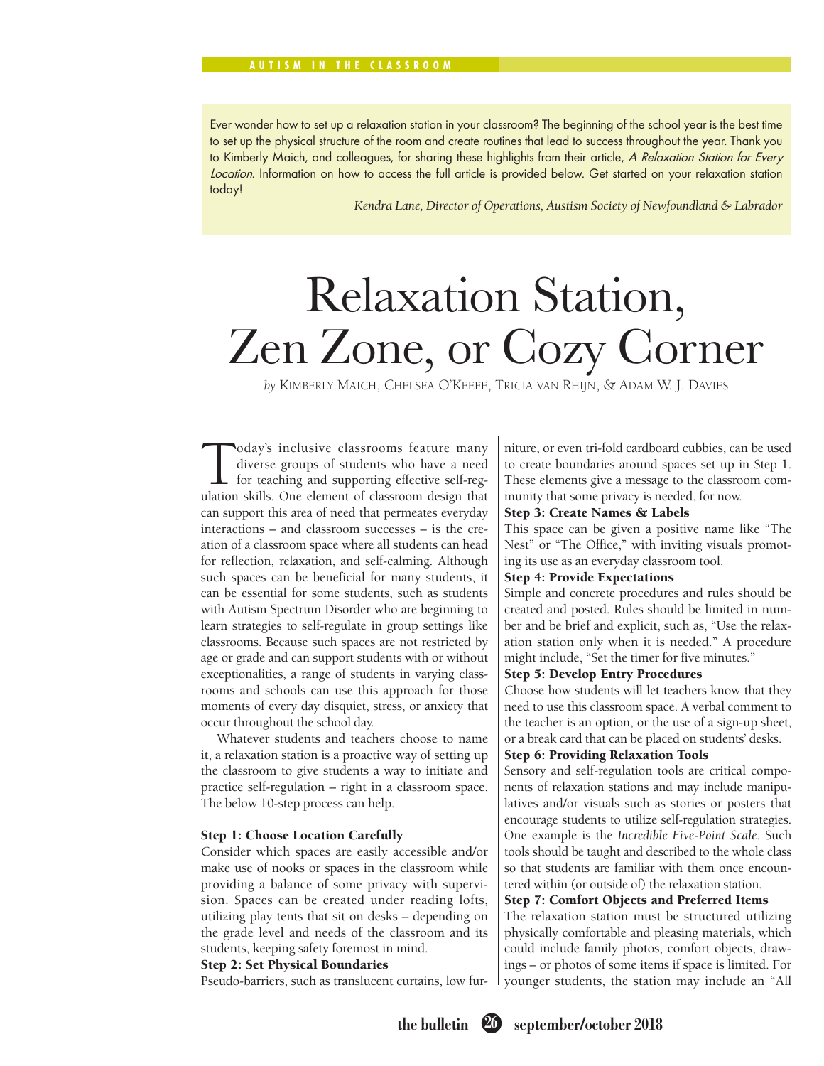Ever wonder how to set up a relaxation station in your classroom? The beginning of the school year is the best time to set up the physical structure of the room and create routines that lead to success throughout the year. Thank you to Kimberly Maich, and colleagues, for sharing these highlights from their article, *A Relaxation Station for Every Location*. Information on how to access the full article is provided below. Get started on your relaxation station today!

*Kendra Lane, Director of Operations, Austism Society of Newfoundland & Labrador*

# Relaxation Station, Zen Zone, or Cozy Corner

*by* Kimberly Maich, Chelsea O'Keefe, Tricia van Rhijn, & Adam W. J. Davies

Today's inclusive classrooms feature many diverse groups of students who have a need for teaching and supporting effective self-regulation skills. One element of classroom design that can support this area of need that permeates everyday interactions – and classroom successes – is the creation of a classroom space where all students can head for reflection, relaxation, and self-calming. Although such spaces can be beneficial for many students, it can be essential for some students, such as students with Autism Spectrum Disorder who are beginning to learn strategies to self-regulate in group settings like classrooms. Because such spaces are not restricted by age or grade and can support students with or without exceptionalities, a range of students in varying classrooms and schools can use this approach for those moments of every day disquiet, stress, or anxiety that occur throughout the school day.

Whatever students and teachers choose to name it, a relaxation station is a proactive way of setting up the classroom to give students a way to initiate and practice self-regulation – right in a classroom space. The below 10-step process can help.

**Step 1: Choose Location Carefully**

Consider which spaces are easily accessible and/or make use of nooks or spaces in the classroom while providing a balance of some privacy with supervision. Spaces can be created under reading lofts, utilizing play tents that sit on desks – depending on the grade level and needs of the classroom and its students, keeping safety foremost in mind.

**Step 2: Set Physical Boundaries**

Pseudo-barriers, such as translucent curtains, low furniture, or even tri-fold cardboard cubbies, can be used to create boundaries around spaces set up in Step 1. These elements give a message to the classroom community that some privacy is needed, for now.

**Step 3: Create Names & Labels**

This space can be given a positive name like "The Nest" or "The Office," with inviting visuals promoting its use as an everyday classroom tool.

**Step 4: Provide Expectations**

Simple and concrete procedures and rules should be created and posted. Rules should be limited in number and be brief and explicit, such as, "Use the relaxation station only when it is needed." A procedure might include, "Set the timer for five minutes."

**Step 5: Develop Entry Procedures**

Choose how students will let teachers know that they need to use this classroom space. A verbal comment to the teacher is an option, or the use of a sign-up sheet, or a break card that can be placed on students' desks.

**Step 6: Providing Relaxation Tools**

Sensory and self-regulation tools are critical components of relaxation stations and may include manipulatives and/or visuals such as stories or posters that encourage students to utilize self-regulation strategies. One example is the *Incredible Five-Point Scale*. Such tools should be taught and described to the whole class so that students are familiar with them once encountered within (or outside of) the relaxation station.

**Step 7: Comfort Objects and Preferred Items**

The relaxation station must be structured utilizing physically comfortable and pleasing materials, which could include family photos, comfort objects, drawings – or photos of some items if space is limited. For younger students, the station may include an "All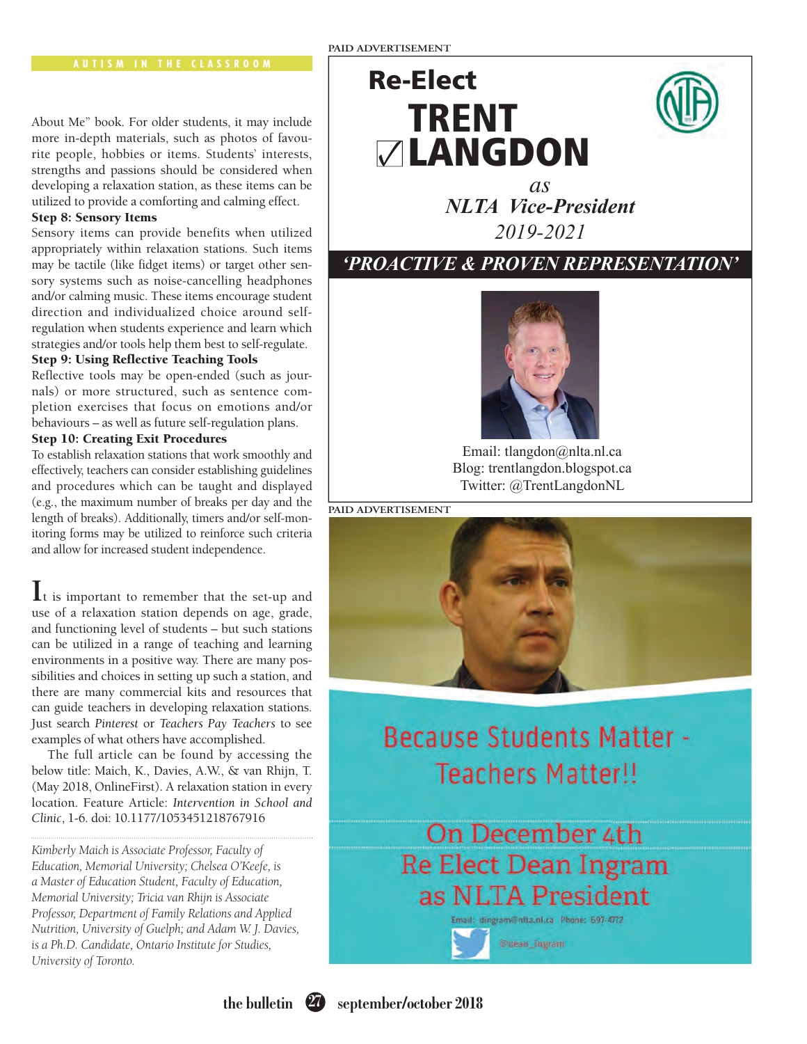About Me" book. For older students, it may include more in-depth materials, such as photos of favourite people, hobbies or items. Students' interests, strengths and passions should be considered when developing a relaxation station, as these items can be utilized to provide a comforting and calming effect.

**Step 8: Sensory Items**

Sensory items can provide benefits when utilized appropriately within relaxation stations. Such items may be tactile (like fidget items) or target other sensory systems such as noise-cancelling headphones and/or calming music. These items encourage student direction and individualized choice around self-regulation when students experience and learn which strategies and/or tools help them best to self-regulate.

**Step 9: Using Reflective Teaching Tools**

Reflective tools may be open-ended (such as journals) or more structured, such as sentence completion exercises that focus on emotions and/or behaviours – as well as future self-regulation plans.

**Step 10: Creating Exit Procedures**

To establish relaxation stations that work smoothly and effectively, teachers can consider establishing guidelines and procedures which can be taught and displayed (e.g., the maximum number of breaks per day and the length of breaks). Additionally, timers and/or self-monitoring forms may be utilized to reinforce such criteria and allow for increased student independence.

It is important to remember that the set-up and use of a relaxation station depends on age, grade, and functioning level of students – but such stations can be utilized in a range of teaching and learning environments in a positive way. There are many possibilities and choices in setting up such a station, and there are many commercial kits and resources that can guide teachers in developing relaxation stations. Just search *Pinterest* or *Teachers Pay Teachers* to see examples of what others have accomplished.

The full article can be found by accessing the below title: Maich, K., Davies, A.W., & van Rhijn, T. (May 2018, OnlineFirst). A relaxation station in every location. Feature Article: *Intervention in School and Clinic*, 1-6. doi: 10.1177/1053451218767916

*Kimberly Maich is Associate Professor, Faculty of Education, Memorial University; Chelsea O'Keefe, is a Master of Education Student, Faculty of Education, Memorial University; Tricia van Rhijn is Associate Professor, Department of Family Relations and Applied Nutrition, University of Guelph; and Adam W. J. Davies, is a Ph.D. Candidate, Ontario Institute for Studies, University of Toronto.*

PAID ADVERTISEMENT

**Re-Elect**

**TRENT**

**☑ LANGDON**

*as*

*NLTA Vice-President*

*2019-2021*

***'PROACTIVE & PROVEN REPRESENTATION'***

Email: tlangdon@nlta.nl.ca
Blog: trentlangdon.blogspot.ca
Twitter: @TrentLangdonNL

PAID ADVERTISEMENT

Because Students Matter - Teachers Matter!!

On December 4th
Re Elect Dean Ingram
as NLTA President

Email: dingram@nlta.nl.ca Phone: 597-4772

@dean_ingram